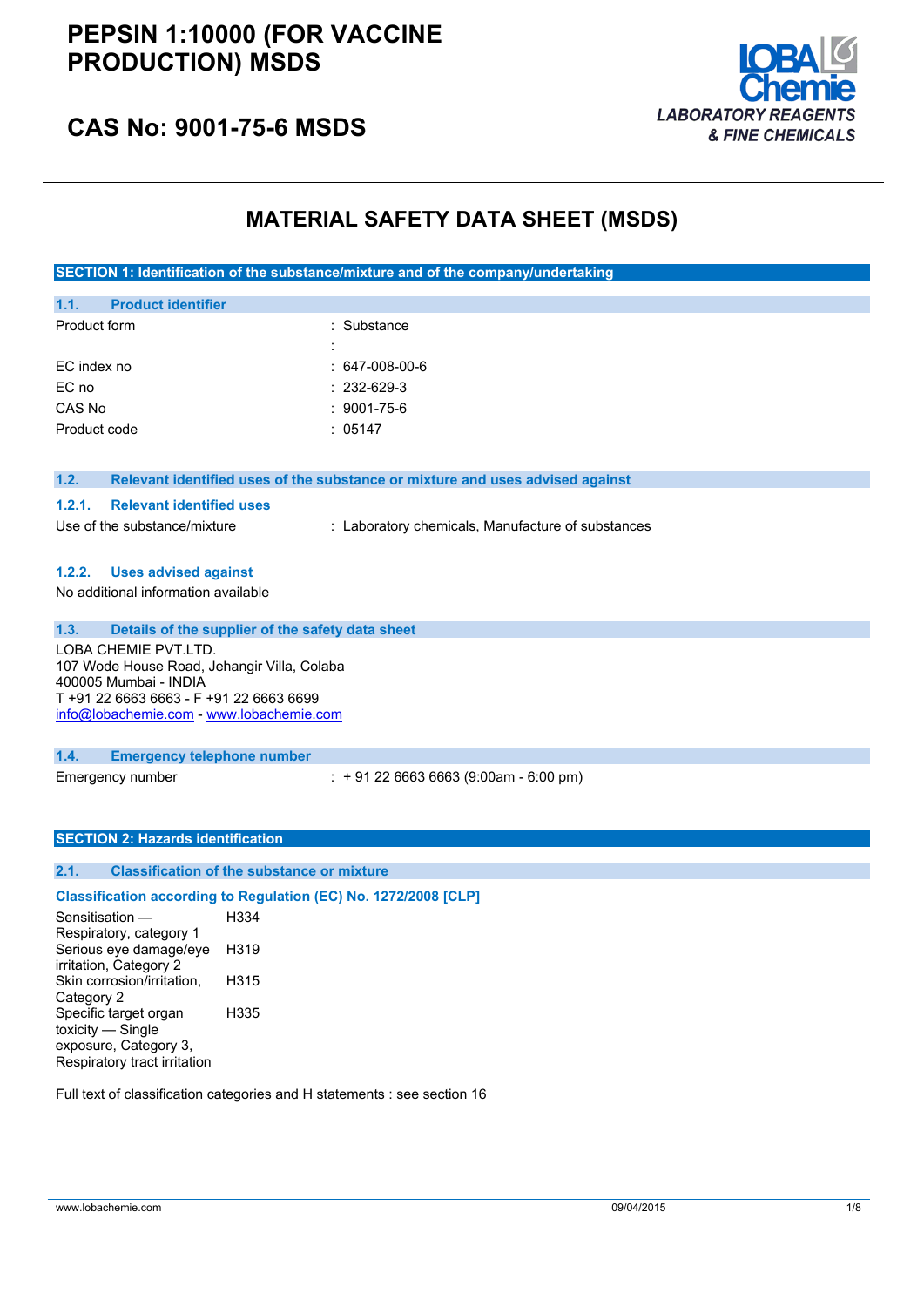# PEPSIN 1:10000 (FOR VACCINE PRODUCTION) MSDS

## CAS No: 9001-75-6 MSDS

LOBA Chemie
*LABORATORY REAGENTS & FINE CHEMICALS*

# MATERIAL SAFETY DATA SHEET (MSDS)

## SECTION 1: Identification of the substance/mixture and of the company/undertaking

### 1.1. Product identifier

| | |
|---|---|
| Product form | : Substance |
| | : |
| EC index no | : 647-008-00-6 |
| EC no | : 232-629-3 |
| CAS No | : 9001-75-6 |
| Product code | : 05147 |

### 1.2. Relevant identified uses of the substance or mixture and uses advised against

#### 1.2.1. Relevant identified uses

Use of the substance/mixture : Laboratory chemicals, Manufacture of substances

#### 1.2.2. Uses advised against

No additional information available

### 1.3. Details of the supplier of the safety data sheet

LOBA CHEMIE PVT.LTD.
107 Wode House Road, Jehangir Villa, Colaba
400005 Mumbai - INDIA
T +91 22 6663 6663 - F +91 22 6663 6699
info@lobachemie.com - www.lobachemie.com

### 1.4. Emergency telephone number

Emergency number : + 91 22 6663 6663 (9:00am - 6:00 pm)

## SECTION 2: Hazards identification

### 2.1. Classification of the substance or mixture

**Classification according to Regulation (EC) No. 1272/2008 [CLP]**

| | |
|---|---|
| Sensitisation — Respiratory, category 1 | H334 |
| Serious eye damage/eye irritation, Category 2 | H319 |
| Skin corrosion/irritation, Category 2 | H315 |
| Specific target organ toxicity — Single exposure, Category 3, Respiratory tract irritation | H335 |

Full text of classification categories and H statements : see section 16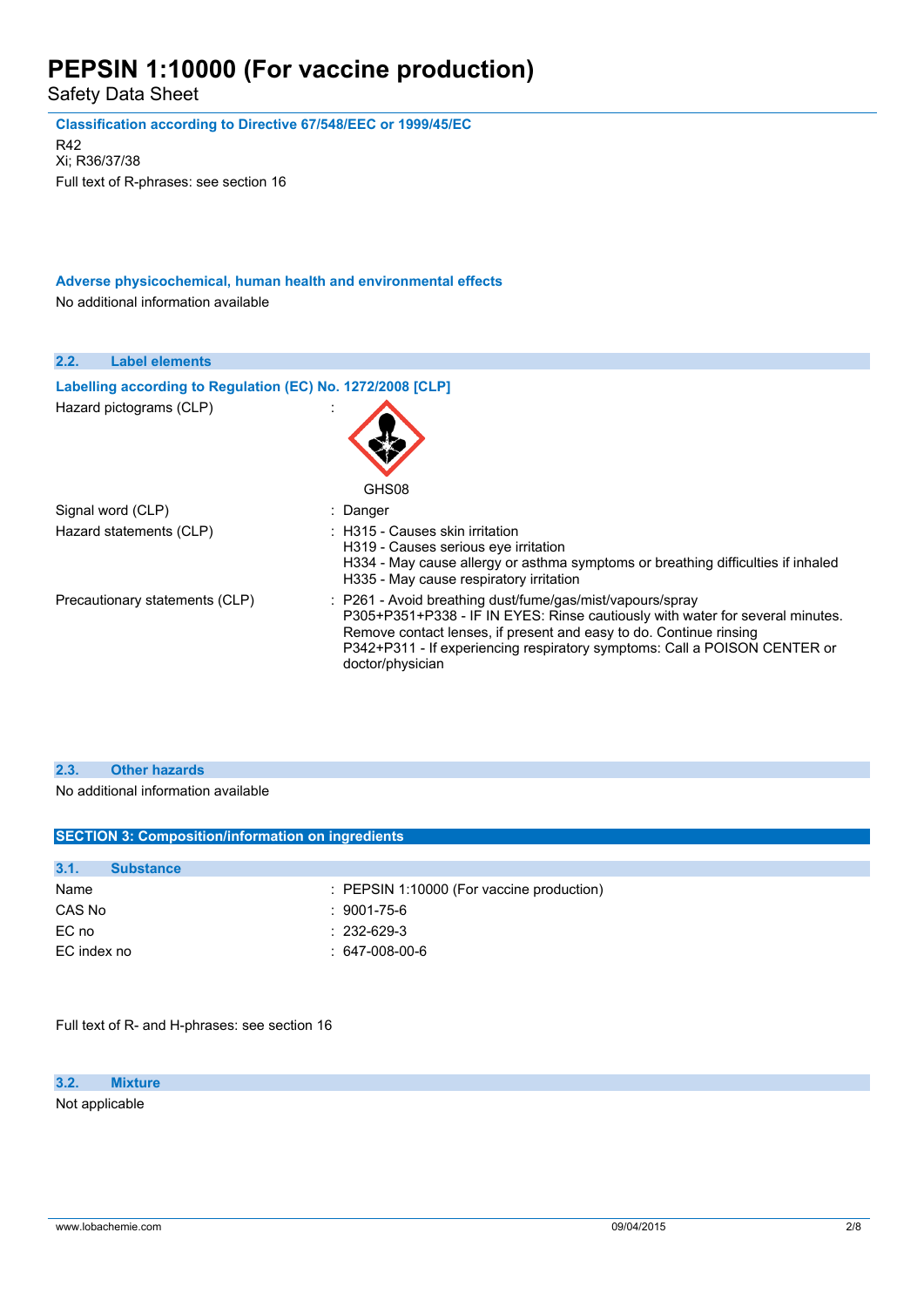**Classification according to Directive 67/548/EEC or 1999/45/EC**

R42
Xi; R36/37/38
Full text of R-phrases: see section 16

**Adverse physicochemical, human health and environmental effects**

No additional information available

### 2.2. Label elements

**Labelling according to Regulation (EC) No. 1272/2008 [CLP]**

| | |
|---|---|
| Hazard pictograms (CLP) | : GHS08 |
| Signal word (CLP) | : Danger |
| Hazard statements (CLP) | : H315 - Causes skin irritation<br>H319 - Causes serious eye irritation<br>H334 - May cause allergy or asthma symptoms or breathing difficulties if inhaled<br>H335 - May cause respiratory irritation |
| Precautionary statements (CLP) | : P261 - Avoid breathing dust/fume/gas/mist/vapours/spray<br>P305+P351+P338 - IF IN EYES: Rinse cautiously with water for several minutes. Remove contact lenses, if present and easy to do. Continue rinsing<br>P342+P311 - If experiencing respiratory symptoms: Call a POISON CENTER or doctor/physician |

### 2.3. Other hazards

No additional information available

## SECTION 3: Composition/information on ingredients

### 3.1. Substance

| | |
|---|---|
| Name | : PEPSIN 1:10000 (For vaccine production) |
| CAS No | : 9001-75-6 |
| EC no | : 232-629-3 |
| EC index no | : 647-008-00-6 |

Full text of R- and H-phrases: see section 16

### 3.2. Mixture

Not applicable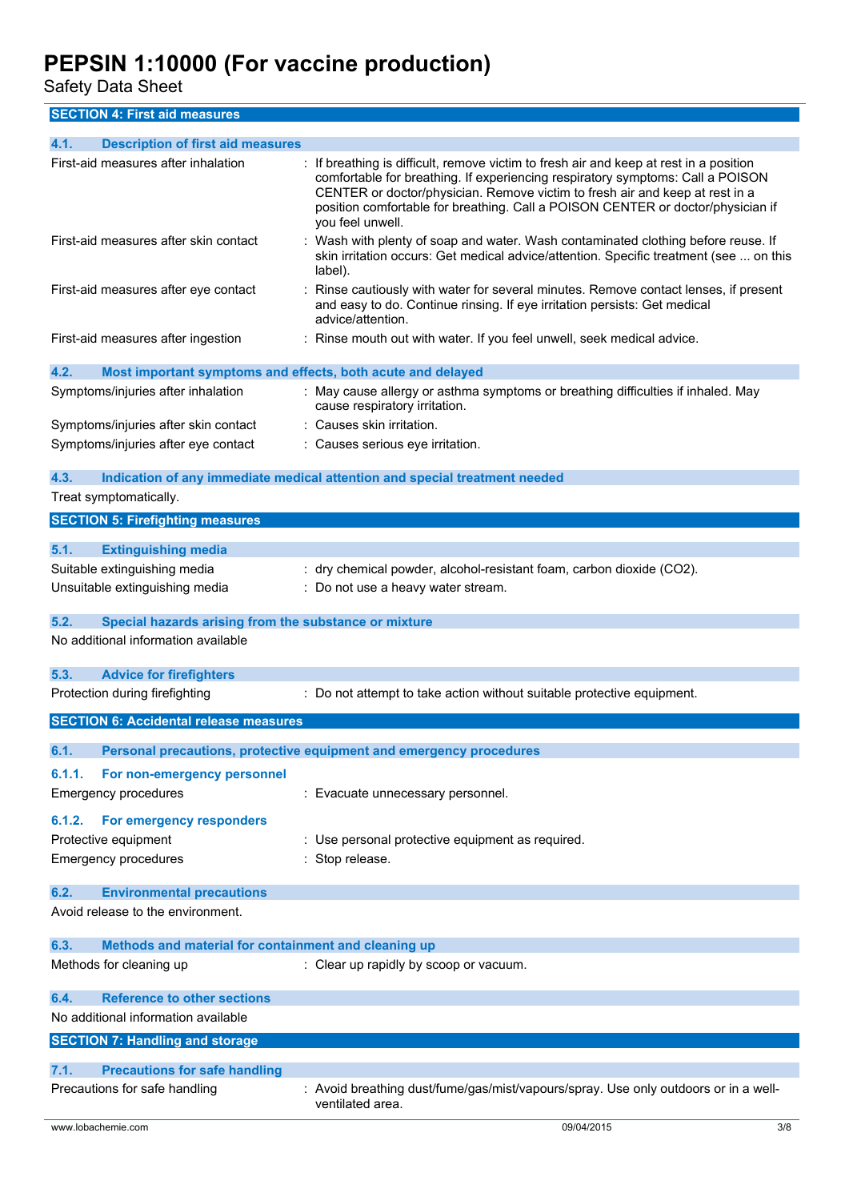## SECTION 4: First aid measures

### 4.1. Description of first aid measures

| | |
|---|---|
| First-aid measures after inhalation | : If breathing is difficult, remove victim to fresh air and keep at rest in a position comfortable for breathing. If experiencing respiratory symptoms: Call a POISON CENTER or doctor/physician. Remove victim to fresh air and keep at rest in a position comfortable for breathing. Call a POISON CENTER or doctor/physician if you feel unwell. |
| First-aid measures after skin contact | : Wash with plenty of soap and water. Wash contaminated clothing before reuse. If skin irritation occurs: Get medical advice/attention. Specific treatment (see ... on this label). |
| First-aid measures after eye contact | : Rinse cautiously with water for several minutes. Remove contact lenses, if present and easy to do. Continue rinsing. If eye irritation persists: Get medical advice/attention. |
| First-aid measures after ingestion | : Rinse mouth out with water. If you feel unwell, seek medical advice. |

### 4.2. Most important symptoms and effects, both acute and delayed

| | |
|---|---|
| Symptoms/injuries after inhalation | : May cause allergy or asthma symptoms or breathing difficulties if inhaled. May cause respiratory irritation. |
| Symptoms/injuries after skin contact | : Causes skin irritation. |
| Symptoms/injuries after eye contact | : Causes serious eye irritation. |

### 4.3. Indication of any immediate medical attention and special treatment needed

Treat symptomatically.

## SECTION 5: Firefighting measures

### 5.1. Extinguishing media

| | |
|---|---|
| Suitable extinguishing media | : dry chemical powder, alcohol-resistant foam, carbon dioxide ($CO_2$). |
| Unsuitable extinguishing media | : Do not use a heavy water stream. |

### 5.2. Special hazards arising from the substance or mixture

No additional information available

### 5.3. Advice for firefighters

| | |
|---|---|
| Protection during firefighting | : Do not attempt to take action without suitable protective equipment. |

## SECTION 6: Accidental release measures

### 6.1. Personal precautions, protective equipment and emergency procedures

#### 6.1.1. For non-emergency personnel

| | |
|---|---|
| Emergency procedures | : Evacuate unnecessary personnel. |

#### 6.1.2. For emergency responders

| | |
|---|---|
| Protective equipment | : Use personal protective equipment as required. |
| Emergency procedures | : Stop release. |

### 6.2. Environmental precautions

Avoid release to the environment.

### 6.3. Methods and material for containment and cleaning up

| | |
|---|---|
| Methods for cleaning up | : Clear up rapidly by scoop or vacuum. |

### 6.4. Reference to other sections

No additional information available

## SECTION 7: Handling and storage

### 7.1. Precautions for safe handling

| | |
|---|---|
| Precautions for safe handling | : Avoid breathing dust/fume/gas/mist/vapours/spray. Use only outdoors or in a well-ventilated area. |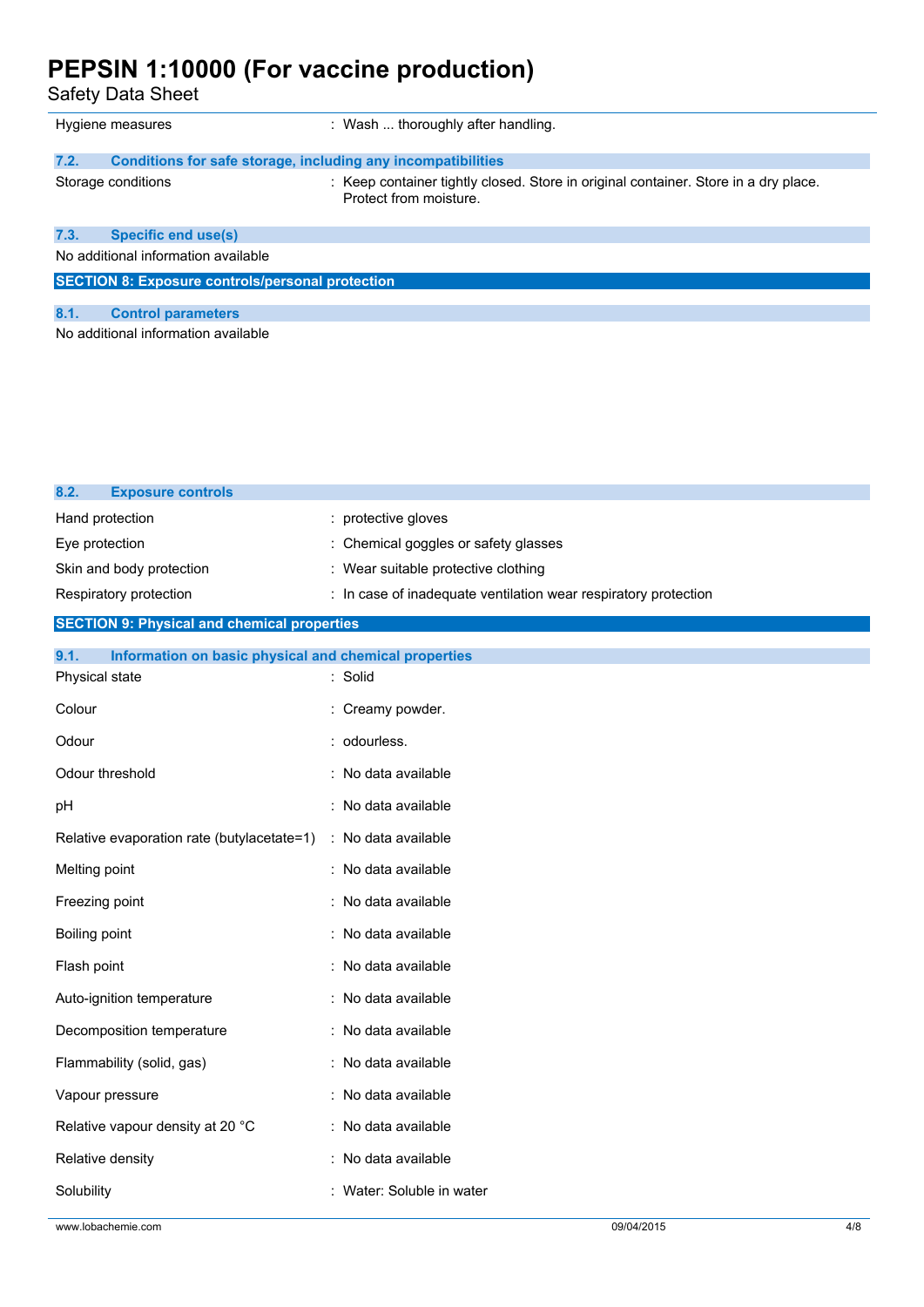| | |
|---|---|
| Hygiene measures | : Wash ... thoroughly after handling. |

### 7.2. Conditions for safe storage, including any incompatibilities

| | |
|---|---|
| Storage conditions | : Keep container tightly closed. Store in original container. Store in a dry place. Protect from moisture. |

### 7.3. Specific end use(s)

No additional information available

## SECTION 8: Exposure controls/personal protection

### 8.1. Control parameters

No additional information available

### 8.2. Exposure controls

| | |
|---|---|
| Hand protection | : protective gloves |
| Eye protection | : Chemical goggles or safety glasses |
| Skin and body protection | : Wear suitable protective clothing |
| Respiratory protection | : In case of inadequate ventilation wear respiratory protection |

## SECTION 9: Physical and chemical properties

### 9.1. Information on basic physical and chemical properties

| | |
|---|---|
| Physical state | : Solid |
| Colour | : Creamy powder. |
| Odour | : odourless. |
| Odour threshold | : No data available |
| pH | : No data available |
| Relative evaporation rate (butylacetate=1) | : No data available |
| Melting point | : No data available |
| Freezing point | : No data available |
| Boiling point | : No data available |
| Flash point | : No data available |
| Auto-ignition temperature | : No data available |
| Decomposition temperature | : No data available |
| Flammability (solid, gas) | : No data available |
| Vapour pressure | : No data available |
| Relative vapour density at 20 °C | : No data available |
| Relative density | : No data available |
| Solubility | : Water: Soluble in water |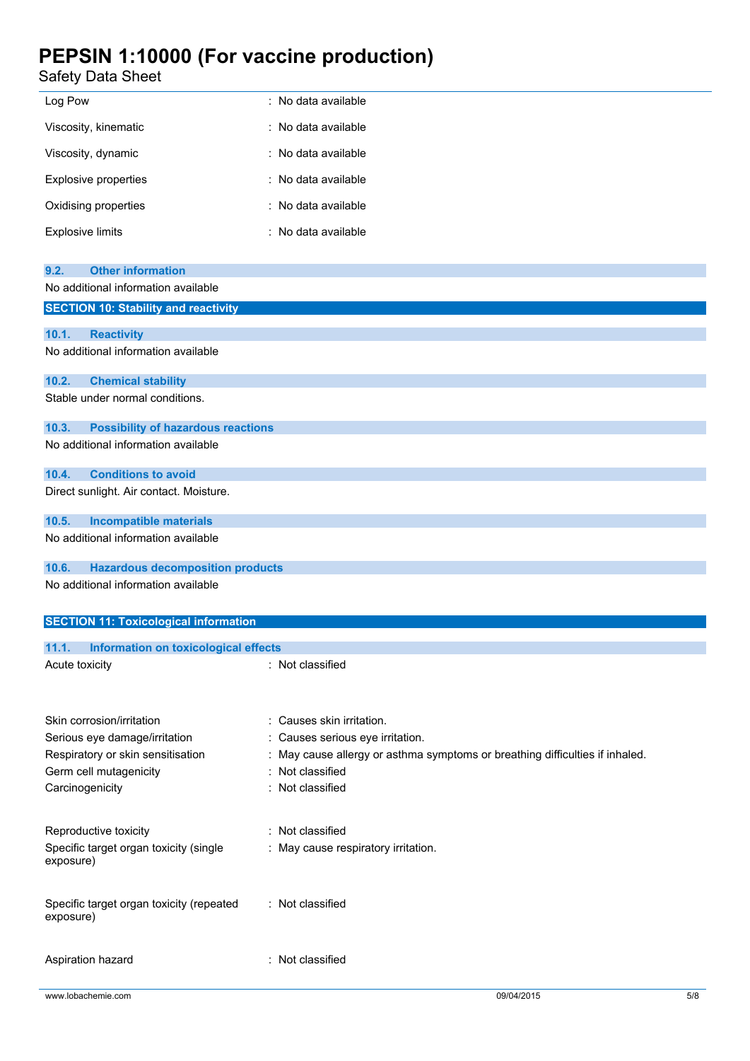| | |
|---|---|
| Log Pow | : No data available |
| Viscosity, kinematic | : No data available |
| Viscosity, dynamic | : No data available |
| Explosive properties | : No data available |
| Oxidising properties | : No data available |
| Explosive limits | : No data available |

### 9.2. Other information

No additional information available

## SECTION 10: Stability and reactivity

### 10.1. Reactivity

No additional information available

### 10.2. Chemical stability

Stable under normal conditions.

### 10.3. Possibility of hazardous reactions

No additional information available

### 10.4. Conditions to avoid

Direct sunlight. Air contact. Moisture.

### 10.5. Incompatible materials

No additional information available

### 10.6. Hazardous decomposition products

No additional information available

## SECTION 11: Toxicological information

### 11.1. Information on toxicological effects

| | |
|---|---|
| Acute toxicity | : Not classified |
| Skin corrosion/irritation | : Causes skin irritation. |
| Serious eye damage/irritation | : Causes serious eye irritation. |
| Respiratory or skin sensitisation | : May cause allergy or asthma symptoms or breathing difficulties if inhaled. |
| Germ cell mutagenicity | : Not classified |
| Carcinogenicity | : Not classified |
| Reproductive toxicity | : Not classified |
| Specific target organ toxicity (single exposure) | : May cause respiratory irritation. |
| Specific target organ toxicity (repeated exposure) | : Not classified |
| Aspiration hazard | : Not classified |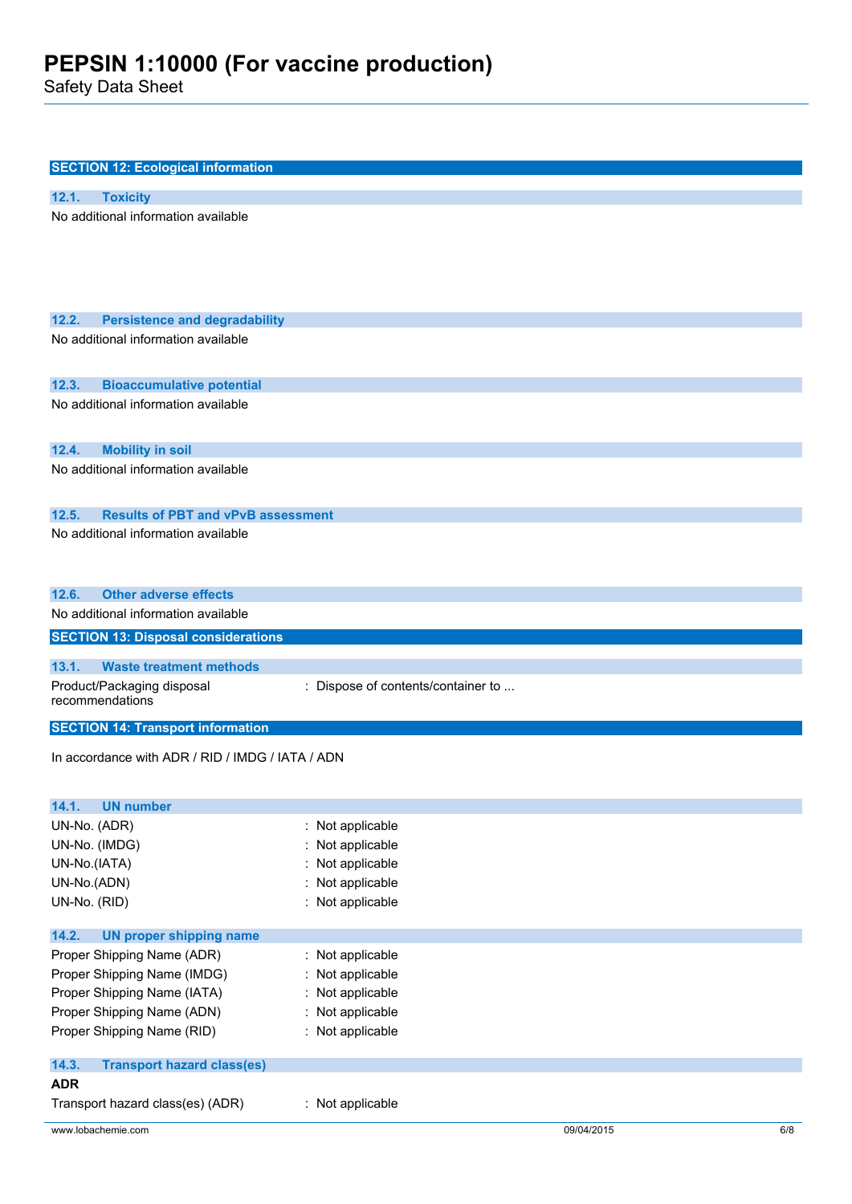## SECTION 12: Ecological information

### 12.1. Toxicity

No additional information available

### 12.2. Persistence and degradability

No additional information available

### 12.3. Bioaccumulative potential

No additional information available

### 12.4. Mobility in soil

No additional information available

### 12.5. Results of PBT and vPvB assessment

No additional information available

### 12.6. Other adverse effects

No additional information available

## SECTION 13: Disposal considerations

### 13.1. Waste treatment methods

Product/Packaging disposal recommendations : Dispose of contents/container to ...

## SECTION 14: Transport information

In accordance with ADR / RID / IMDG / IATA / ADN

### 14.1. UN number

UN-No. (ADR) : Not applicable
UN-No. (IMDG) : Not applicable
UN-No.(IATA) : Not applicable
UN-No.(ADN) : Not applicable
UN-No. (RID) : Not applicable

### 14.2. UN proper shipping name

Proper Shipping Name (ADR) : Not applicable
Proper Shipping Name (IMDG) : Not applicable
Proper Shipping Name (IATA) : Not applicable
Proper Shipping Name (ADN) : Not applicable
Proper Shipping Name (RID) : Not applicable

### 14.3. Transport hazard class(es)

**ADR**

Transport hazard class(es) (ADR) : Not applicable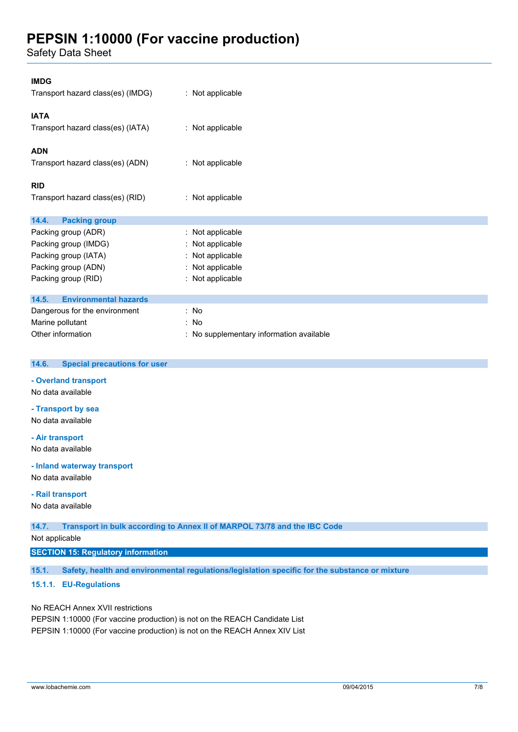**IMDG**

Transport hazard class(es) (IMDG) : Not applicable

**IATA**

Transport hazard class(es) (IATA) : Not applicable

**ADN**

Transport hazard class(es) (ADN) : Not applicable

**RID**

Transport hazard class(es) (RID) : Not applicable

### 14.4. Packing group

Packing group (ADR) : Not applicable
Packing group (IMDG) : Not applicable
Packing group (IATA) : Not applicable
Packing group (ADN) : Not applicable
Packing group (RID) : Not applicable

### 14.5. Environmental hazards

Dangerous for the environment : No
Marine pollutant : No
Other information : No supplementary information available

### 14.6. Special precautions for user

**- Overland transport**

No data available

**- Transport by sea**

No data available

**- Air transport**

No data available

**- Inland waterway transport**

No data available

**- Rail transport**

No data available

### 14.7. Transport in bulk according to Annex II of MARPOL 73/78 and the IBC Code

Not applicable

## SECTION 15: Regulatory information

### 15.1. Safety, health and environmental regulations/legislation specific for the substance or mixture

#### 15.1.1. EU-Regulations

No REACH Annex XVII restrictions
PEPSIN 1:10000 (For vaccine production) is not on the REACH Candidate List
PEPSIN 1:10000 (For vaccine production) is not on the REACH Annex XIV List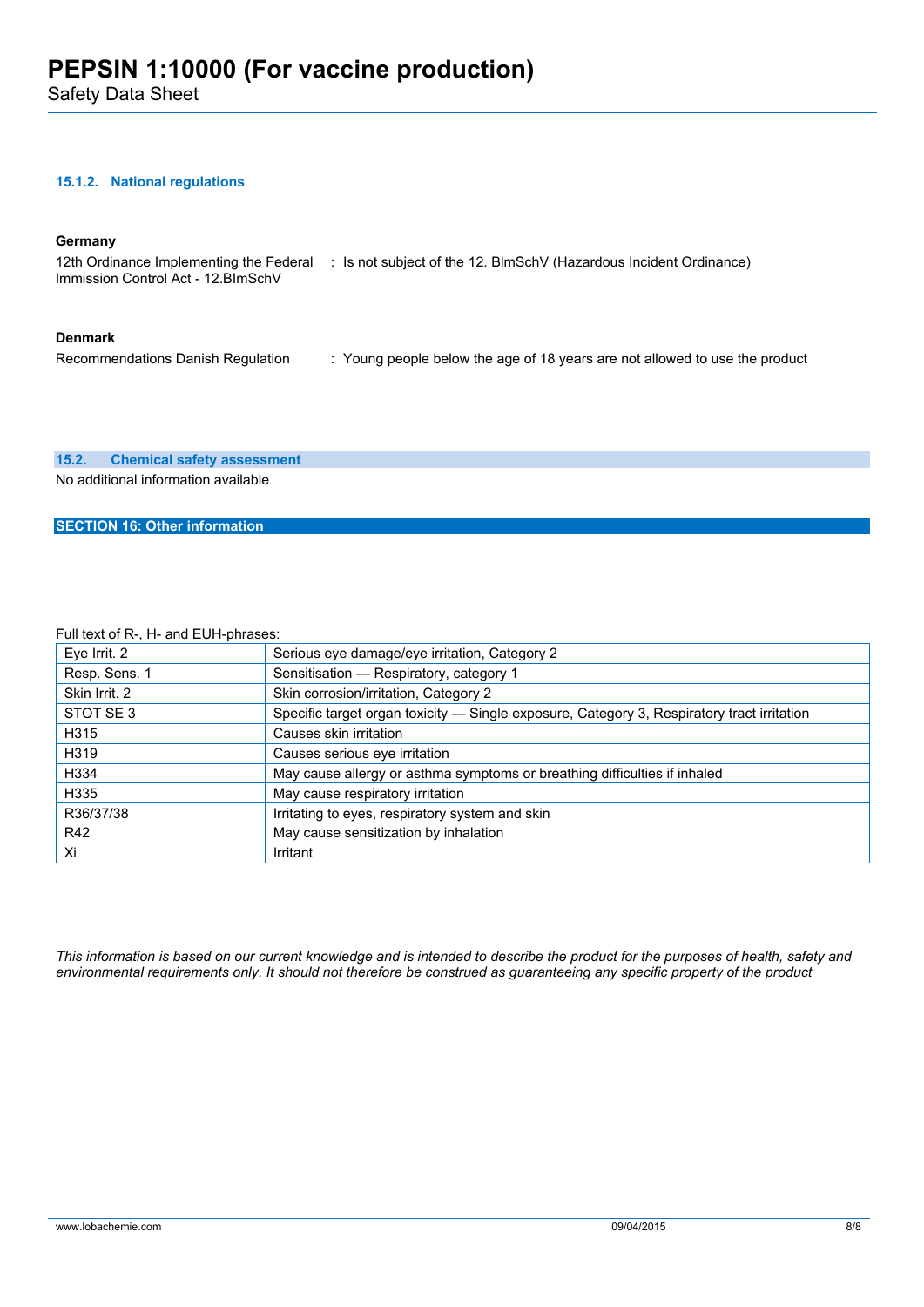#### 15.1.2. National regulations

**Germany**

12th Ordinance Implementing the Federal Immission Control Act - 12.BImSchV : Is not subject of the 12. BlmSchV (Hazardous Incident Ordinance)

**Denmark**

Recommendations Danish Regulation : Young people below the age of 18 years are not allowed to use the product

### 15.2. Chemical safety assessment

No additional information available

## SECTION 16: Other information

Full text of R-, H- and EUH-phrases:

| | |
|---|---|
| Eye Irrit. 2 | Serious eye damage/eye irritation, Category 2 |
| Resp. Sens. 1 | Sensitisation — Respiratory, category 1 |
| Skin Irrit. 2 | Skin corrosion/irritation, Category 2 |
| STOT SE 3 | Specific target organ toxicity — Single exposure, Category 3, Respiratory tract irritation |
| H315 | Causes skin irritation |
| H319 | Causes serious eye irritation |
| H334 | May cause allergy or asthma symptoms or breathing difficulties if inhaled |
| H335 | May cause respiratory irritation |
| R36/37/38 | Irritating to eyes, respiratory system and skin |
| R42 | May cause sensitization by inhalation |
| Xi | Irritant |

*This information is based on our current knowledge and is intended to describe the product for the purposes of health, safety and environmental requirements only. It should not therefore be construed as guaranteeing any specific property of the product*